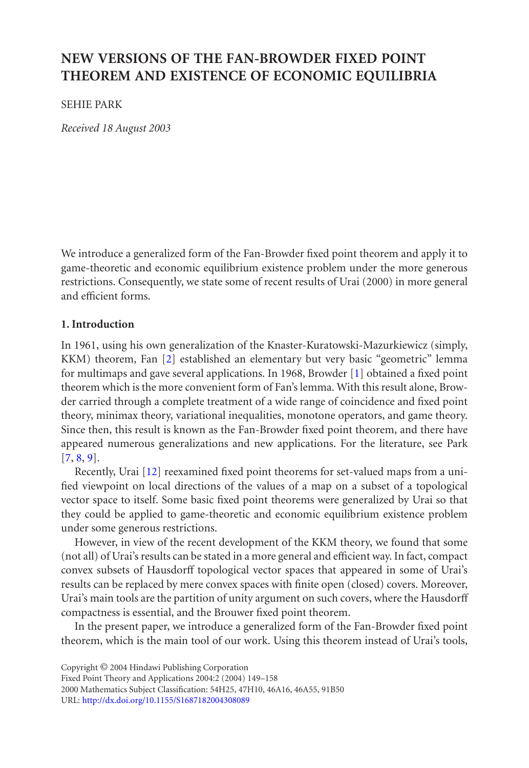# NEW VERSIONS OF THE FAN-BROWDER FIXED POINT THEOREM AND EXISTENCE OF ECONOMIC EQUILIBRIA

SEHIE PARK

*Received 18 August 2003*

We introduce a generalized form of the Fan-Browder fixed point theorem and apply it to game-theoretic and economic equilibrium existence problem under the more generous restrictions. Consequently, we state some of recent results of Urai (2000) in more general and efficient forms.

## 1. Introduction

In 1961, using his own generalization of the Knaster-Kuratowski-Mazurkiewicz (simply, KKM) theorem, Fan [2] established an elementary but very basic "geometric" lemma for multimaps and gave several applications. In 1968, Browder [1] obtained a fixed point theorem which is the more convenient form of Fan's lemma. With this result alone, Browder carried through a complete treatment of a wide range of coincidence and fixed point theory, minimax theory, variational inequalities, monotone operators, and game theory. Since then, this result is known as the Fan-Browder fixed point theorem, and there have appeared numerous generalizations and new applications. For the literature, see Park [7, 8, 9].

Recently, Urai [12] reexamined fixed point theorems for set-valued maps from a unified viewpoint on local directions of the values of a map on a subset of a topological vector space to itself. Some basic fixed point theorems were generalized by Urai so that they could be applied to game-theoretic and economic equilibrium existence problem under some generous restrictions.

However, in view of the recent development of the KKM theory, we found that some (not all) of Urai's results can be stated in a more general and efficient way. In fact, compact convex subsets of Hausdorff topological vector spaces that appeared in some of Urai's results can be replaced by mere convex spaces with finite open (closed) covers. Moreover, Urai's main tools are the partition of unity argument on such covers, where the Hausdorff compactness is essential, and the Brouwer fixed point theorem.

In the present paper, we introduce a generalized form of the Fan-Browder fixed point theorem, which is the main tool of our work. Using this theorem instead of Urai's tools,

Copyright © 2004 Hindawi Publishing Corporation
Fixed Point Theory and Applications 2004:2 (2004) 149–158
2000 Mathematics Subject Classification: 54H25, 47H10, 46A16, 46A55, 91B50
URL: http://dx.doi.org/10.1155/S1687182004308089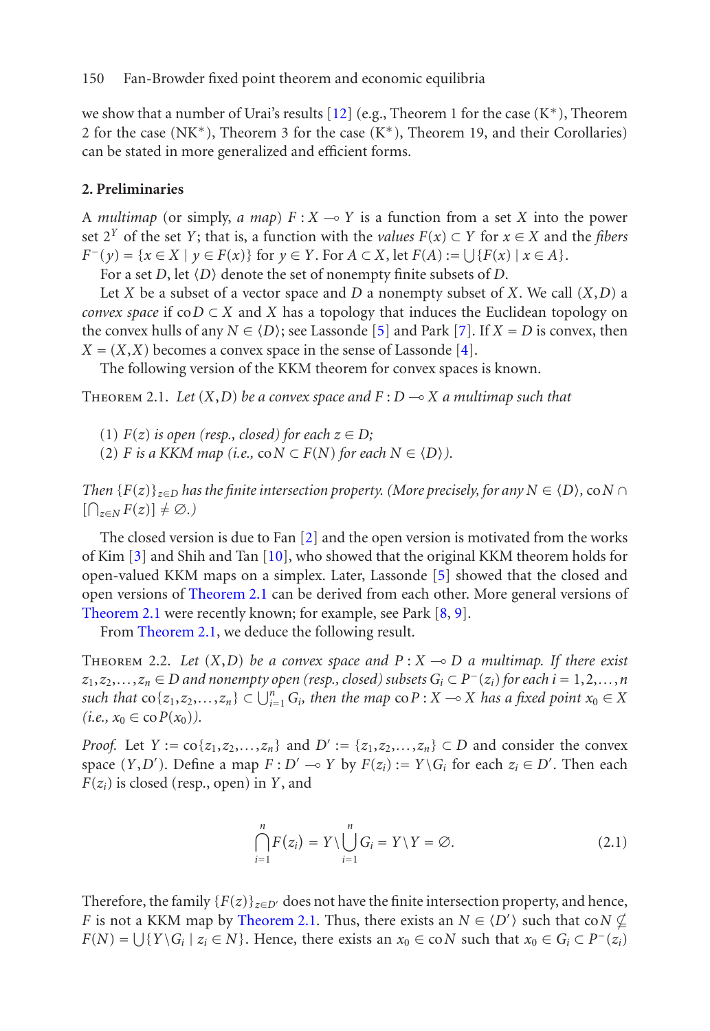we show that a number of Urai's results [12] (e.g., Theorem 1 for the case (K*), Theorem 2 for the case (NK*), Theorem 3 for the case (K*), Theorem 19, and their Corollaries) can be stated in more generalized and efficient forms.

## 2. Preliminaries

A *multimap* (or simply, *a map*) $F : X \multimap Y$ is a function from a set $X$ into the power set $2^Y$ of the set $Y$; that is, a function with the *values* $F(x) \subset Y$ for $x \in X$ and the *fibers* $F^-(y) = \{x \in X \mid y \in F(x)\}$ for $y \in Y$. For $A \subset X$, let $F(A) := \bigcup\{F(x) \mid x \in A\}$.

For a set $D$, let $\langle D \rangle$ denote the set of nonempty finite subsets of $D$.

Let $X$ be a subset of a vector space and $D$ a nonempty subset of $X$. We call $(X, D)$ a *convex space* if $\operatorname{co} D \subset X$ and $X$ has a topology that induces the Euclidean topology on the convex hulls of any $N \in \langle D \rangle$; see Lassonde [5] and Park [7]. If $X = D$ is convex, then $X = (X, X)$ becomes a convex space in the sense of Lassonde [4].

The following version of the KKM theorem for convex spaces is known.

Theorem 2.1. *Let $(X, D)$ be a convex space and $F : D \multimap X$ a multimap such that*

(1) *$F(z)$ is open (resp., closed) for each $z \in D$;*
(2) *$F$ is a KKM map (i.e., $\operatorname{co} N \subset F(N)$ for each $N \in \langle D \rangle$).*

*Then $\{F(z)\}_{z \in D}$ has the finite intersection property. (More precisely, for any $N \in \langle D \rangle$, $\operatorname{co} N \cap [\bigcap_{z \in N} F(z)] \neq \varnothing$.)*

The closed version is due to Fan [2] and the open version is motivated from the works of Kim [3] and Shih and Tan [10], who showed that the original KKM theorem holds for open-valued KKM maps on a simplex. Later, Lassonde [5] showed that the closed and open versions of Theorem 2.1 can be derived from each other. More general versions of Theorem 2.1 were recently known; for example, see Park [8, 9].

From Theorem 2.1, we deduce the following result.

Theorem 2.2. *Let $(X, D)$ be a convex space and $P : X \multimap D$ a multimap. If there exist $z_1, z_2, \ldots, z_n \in D$ and nonempty open (resp., closed) subsets $G_i \subset P^-(z_i)$ for each $i = 1, 2, \ldots, n$ such that $\operatorname{co}\{z_1, z_2, \ldots, z_n\} \subset \bigcup_{i=1}^n G_i$, then the map $\operatorname{co} P : X \multimap X$ has a fixed point $x_0 \in X$ (i.e., $x_0 \in \operatorname{co} P(x_0)$).*

*Proof.* Let $Y := \operatorname{co}\{z_1, z_2, \ldots, z_n\}$ and $D' := \{z_1, z_2, \ldots, z_n\} \subset D$ and consider the convex space $(Y, D')$. Define a map $F : D' \multimap Y$ by $F(z_i) := Y \backslash G_i$ for each $z_i \in D'$. Then each $F(z_i)$ is closed (resp., open) in $Y$, and

$$\bigcap_{i=1}^{n} F(z_i) = Y \backslash \bigcup_{i=1}^{n} G_i = Y \backslash Y = \varnothing. \tag{2.1}$$

Therefore, the family $\{F(z)\}_{z \in D'}$ does not have the finite intersection property, and hence, $F$ is not a KKM map by Theorem 2.1. Thus, there exists an $N \in \langle D' \rangle$ such that $\operatorname{co} N \not\subset F(N) = \bigcup\{Y \backslash G_i \mid z_i \in N\}$. Hence, there exists an $x_0 \in \operatorname{co} N$ such that $x_0 \in G_i \subset P^-(z_i)$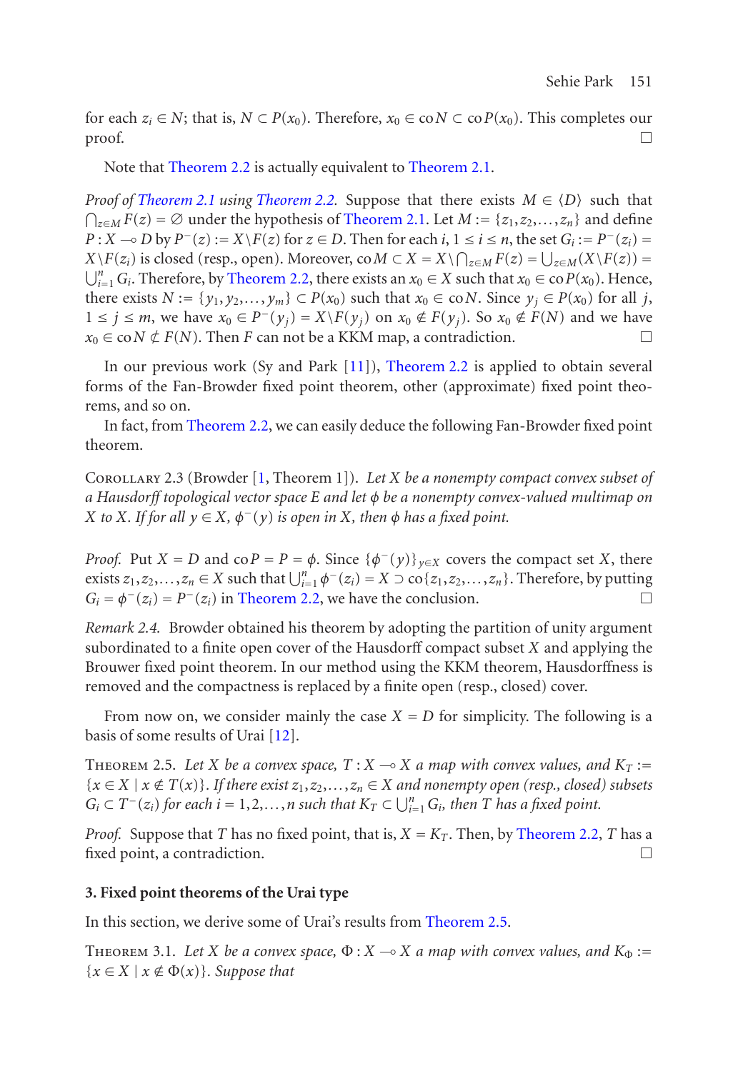for each $z_i \in N$; that is, $N \subset P(x_0)$. Therefore, $x_0 \in \operatorname{co} N \subset \operatorname{co} P(x_0)$. This completes our proof. □

Note that Theorem 2.2 is actually equivalent to Theorem 2.1.

*Proof of Theorem 2.1 using Theorem 2.2.* Suppose that there exists $M \in \langle D \rangle$ such that $\bigcap_{z \in M} F(z) = \varnothing$ under the hypothesis of Theorem 2.1. Let $M := \{z_1, z_2, \ldots, z_n\}$ and define $P : X \multimap D$ by $P^-(z) := X \backslash F(z)$ for $z \in D$. Then for each $i$, $1 \le i \le n$, the set $G_i := P^-(z_i) = X \backslash F(z_i)$ is closed (resp., open). Moreover, $\operatorname{co} M \subset X = X \backslash \bigcap_{z \in M} F(z) = \bigcup_{z \in M} (X \backslash F(z)) = \bigcup_{i=1}^n G_i$. Therefore, by Theorem 2.2, there exists an $x_0 \in X$ such that $x_0 \in \operatorname{co} P(x_0)$. Hence, there exists $N := \{y_1, y_2, \ldots, y_m\} \subset P(x_0)$ such that $x_0 \in \operatorname{co} N$. Since $y_j \in P(x_0)$ for all $j$, $1 \le j \le m$, we have $x_0 \in P^-(y_j) = X \backslash F(y_j)$ on $x_0 \notin F(y_j)$. So $x_0 \notin F(N)$ and we have $x_0 \in \operatorname{co} N \not\subset F(N)$. Then $F$ can not be a KKM map, a contradiction. □

In our previous work (Sy and Park [11]), Theorem 2.2 is applied to obtain several forms of the Fan-Browder fixed point theorem, other (approximate) fixed point theorems, and so on.

In fact, from Theorem 2.2, we can easily deduce the following Fan-Browder fixed point theorem.

Corollary 2.3 (Browder [1, Theorem 1]). *Let $X$ be a nonempty compact convex subset of a Hausdorff topological vector space $E$ and let $\phi$ be a nonempty convex-valued multimap on $X$ to $X$. If for all $y \in X$, $\phi^-(y)$ is open in $X$, then $\phi$ has a fixed point.*

*Proof.* Put $X = D$ and $\operatorname{co} P = P = \phi$. Since $\{\phi^-(y)\}_{y \in X}$ covers the compact set $X$, there exists $z_1, z_2, \ldots, z_n \in X$ such that $\bigcup_{i=1}^n \phi^-(z_i) = X \supset \operatorname{co}\{z_1, z_2, \ldots, z_n\}$. Therefore, by putting $G_i = \phi^-(z_i) = P^-(z_i)$ in Theorem 2.2, we have the conclusion. □

*Remark 2.4.* Browder obtained his theorem by adopting the partition of unity argument subordinated to a finite open cover of the Hausdorff compact subset $X$ and applying the Brouwer fixed point theorem. In our method using the KKM theorem, Hausdorffness is removed and the compactness is replaced by a finite open (resp., closed) cover.

From now on, we consider mainly the case $X = D$ for simplicity. The following is a basis of some results of Urai [12].

Theorem 2.5. *Let $X$ be a convex space, $T : X \multimap X$ a map with convex values, and $K_T := \{x \in X \mid x \notin T(x)\}$. If there exist $z_1, z_2, \ldots, z_n \in X$ and nonempty open (resp., closed) subsets $G_i \subset T^-(z_i)$ for each $i = 1, 2, \ldots, n$ such that $K_T \subset \bigcup_{i=1}^n G_i$, then $T$ has a fixed point.*

*Proof.* Suppose that $T$ has no fixed point, that is, $X = K_T$. Then, by Theorem 2.2, $T$ has a fixed point, a contradiction. □

## 3. Fixed point theorems of the Urai type

In this section, we derive some of Urai's results from Theorem 2.5.

Theorem 3.1. *Let $X$ be a convex space, $\Phi : X \multimap X$ a map with convex values, and $K_\Phi := \{x \in X \mid x \notin \Phi(x)\}$. Suppose that*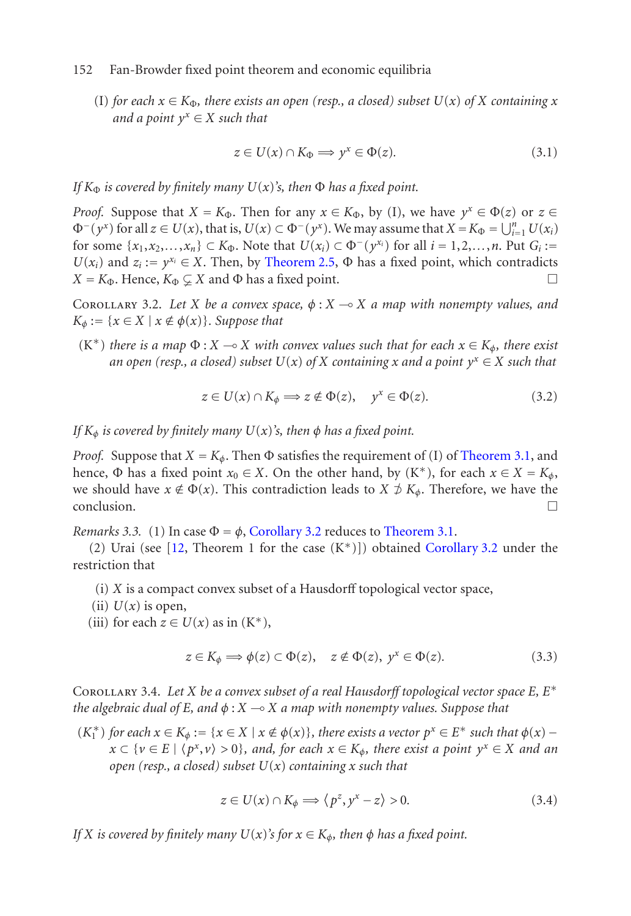(I) *for each $x \in K_\Phi$, there exists an open (resp., a closed) subset $U(x)$ of $X$ containing $x$ and a point $y^x \in X$ such that*

$$z \in U(x) \cap K_\Phi \Longrightarrow y^x \in \Phi(z). \tag{3.1}$$

*If $K_\Phi$ is covered by finitely many $U(x)$'s, then $\Phi$ has a fixed point.*

*Proof.* Suppose that $X = K_\Phi$. Then for any $x \in K_\Phi$, by (I), we have $y^x \in \Phi(z)$ or $z \in \Phi^-(y^x)$ for all $z \in U(x)$, that is, $U(x) \subset \Phi^-(y^x)$. We may assume that $X = K_\Phi = \bigcup_{i=1}^n U(x_i)$ for some $\{x_1, x_2, \ldots, x_n\} \subset K_\Phi$. Note that $U(x_i) \subset \Phi^-(y^{x_i})$ for all $i = 1, 2, \ldots, n$. Put $G_i := U(x_i)$ and $z_i := y^{x_i} \in X$. Then, by Theorem 2.5, $\Phi$ has a fixed point, which contradicts $X = K_\Phi$. Hence, $K_\Phi \subsetneq X$ and $\Phi$ has a fixed point. □

Corollary 3.2. *Let $X$ be a convex space, $\phi : X \multimap X$ a map with nonempty values, and $K_\phi := \{x \in X \mid x \notin \phi(x)\}$. Suppose that*

($K^*$) *there is a map $\Phi : X \multimap X$ with convex values such that for each $x \in K_\phi$, there exist an open (resp., a closed) subset $U(x)$ of $X$ containing $x$ and a point $y^x \in X$ such that*

$$z \in U(x) \cap K_\phi \Longrightarrow z \notin \Phi(z), \quad y^x \in \Phi(z). \tag{3.2}$$

*If $K_\phi$ is covered by finitely many $U(x)$'s, then $\phi$ has a fixed point.*

*Proof.* Suppose that $X = K_\phi$. Then $\Phi$ satisfies the requirement of (I) of Theorem 3.1, and hence, $\Phi$ has a fixed point $x_0 \in X$. On the other hand, by ($K^*$), for each $x \in X = K_\phi$, we should have $x \notin \Phi(x)$. This contradiction leads to $X \not\supset K_\phi$. Therefore, we have the conclusion. □

*Remarks 3.3.* (1) In case $\Phi = \phi$, Corollary 3.2 reduces to Theorem 3.1.

(2) Urai (see [12, Theorem 1 for the case ($K^*$)]) obtained Corollary 3.2 under the restriction that

(i) $X$ is a compact convex subset of a Hausdorff topological vector space,
(ii) $U(x)$ is open,
(iii) for each $z \in U(x)$ as in ($K^*$),

$$z \in K_\phi \Longrightarrow \phi(z) \subset \Phi(z), \quad z \notin \Phi(z),\ y^x \in \Phi(z). \tag{3.3}$$

Corollary 3.4. *Let $X$ be a convex subset of a real Hausdorff topological vector space $E$, $E^*$ the algebraic dual of $E$, and $\phi : X \multimap X$ a map with nonempty values. Suppose that*

($K_1^*$) *for each $x \in K_\phi := \{x \in X \mid x \notin \phi(x)\}$, there exists a vector $p^x \in E^*$ such that $\phi(x) - x \subset \{v \in E \mid \langle p^x, v\rangle > 0\}$, and, for each $x \in K_\phi$, there exist a point $y^x \in X$ and an open (resp., a closed) subset $U(x)$ containing $x$ such that*

$$z \in U(x) \cap K_\phi \Longrightarrow \langle p^z, y^x - z\rangle > 0. \tag{3.4}$$

*If $X$ is covered by finitely many $U(x)$'s for $x \in K_\phi$, then $\phi$ has a fixed point.*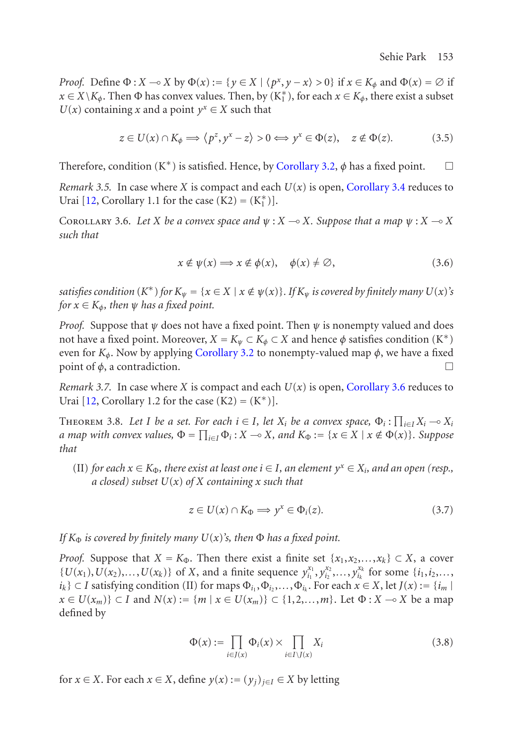*Proof.* Define $\Phi : X \multimap X$ by $\Phi(x) := \{y \in X \mid \langle p^x, y - x\rangle > 0\}$ if $x \in K_\phi$ and $\Phi(x) = \varnothing$ if $x \in X \backslash K_\phi$. Then $\Phi$ has convex values. Then, by ($K_1^*$), for each $x \in K_\phi$, there exist a subset $U(x)$ containing $x$ and a point $y^x \in X$ such that

$$z \in U(x) \cap K_\phi \Longrightarrow \langle p^z, y^x - z\rangle > 0 \Longleftrightarrow y^x \in \Phi(z), \quad z \notin \Phi(z). \tag{3.5}$$

Therefore, condition ($K^*$) is satisfied. Hence, by Corollary 3.2, $\phi$ has a fixed point. □

*Remark 3.5.* In case where $X$ is compact and each $U(x)$ is open, Corollary 3.4 reduces to Urai [12, Corollary 1.1 for the case (K2) = ($K_1^*$)].

Corollary 3.6. *Let $X$ be a convex space and $\psi : X \multimap X$. Suppose that a map $\psi : X \multimap X$ such that*

$$x \notin \psi(x) \Longrightarrow x \notin \phi(x), \quad \phi(x) \neq \varnothing, \tag{3.6}$$

*satisfies condition ($K^*$) for $K_\psi = \{x \in X \mid x \notin \psi(x)\}$. If $K_\psi$ is covered by finitely many $U(x)$'s for $x \in K_\phi$, then $\psi$ has a fixed point.*

*Proof.* Suppose that $\psi$ does not have a fixed point. Then $\psi$ is nonempty valued and does not have a fixed point. Moreover, $X = K_\psi \subset K_\phi \subset X$ and hence $\phi$ satisfies condition ($K^*$) even for $K_\phi$. Now by applying Corollary 3.2 to nonempty-valued map $\phi$, we have a fixed point of $\phi$, a contradiction. □

*Remark 3.7.* In case where $X$ is compact and each $U(x)$ is open, Corollary 3.6 reduces to Urai [12, Corollary 1.2 for the case (K2) = ($K^*$)].

Theorem 3.8. *Let $I$ be a set. For each $i \in I$, let $X_i$ be a convex space, $\Phi_i : \prod_{i\in I} X_i \multimap X_i$ a map with convex values, $\Phi = \prod_{i\in I} \Phi_i : X \multimap X$, and $K_\Phi := \{x \in X \mid x \notin \Phi(x)\}$. Suppose that*

(II) *for each $x \in K_\Phi$, there exist at least one $i \in I$, an element $y^x \in X_i$, and an open (resp., a closed) subset $U(x)$ of $X$ containing $x$ such that*

$$z \in U(x) \cap K_\Phi \Longrightarrow y^x \in \Phi_i(z). \tag{3.7}$$

*If $K_\Phi$ is covered by finitely many $U(x)$'s, then $\Phi$ has a fixed point.*

*Proof.* Suppose that $X = K_\Phi$. Then there exist a finite set $\{x_1, x_2, \ldots, x_k\} \subset X$, a cover $\{U(x_1), U(x_2), \ldots, U(x_k)\}$ of $X$, and a finite sequence $y_{i_1}^{x_1}, y_{i_2}^{x_2}, \ldots, y_{i_k}^{x_k}$ for some $\{i_1, i_2, \ldots, i_k\} \subset I$ satisfying condition (II) for maps $\Phi_{i_1}, \Phi_{i_2}, \ldots, \Phi_{i_k}$. For each $x \in X$, let $J(x) := \{i_m \mid x \in U(x_m)\} \subset I$ and $N(x) := \{m \mid x \in U(x_m)\} \subset \{1, 2, \ldots, m\}$. Let $\Phi : X \multimap X$ be a map defined by

$$\Phi(x) := \prod_{i\in J(x)} \Phi_i(x) \times \prod_{i\in I\backslash J(x)} X_i \tag{3.8}$$

for $x \in X$. For each $x \in X$, define $y(x) := (y_j)_{j\in I} \in X$ by letting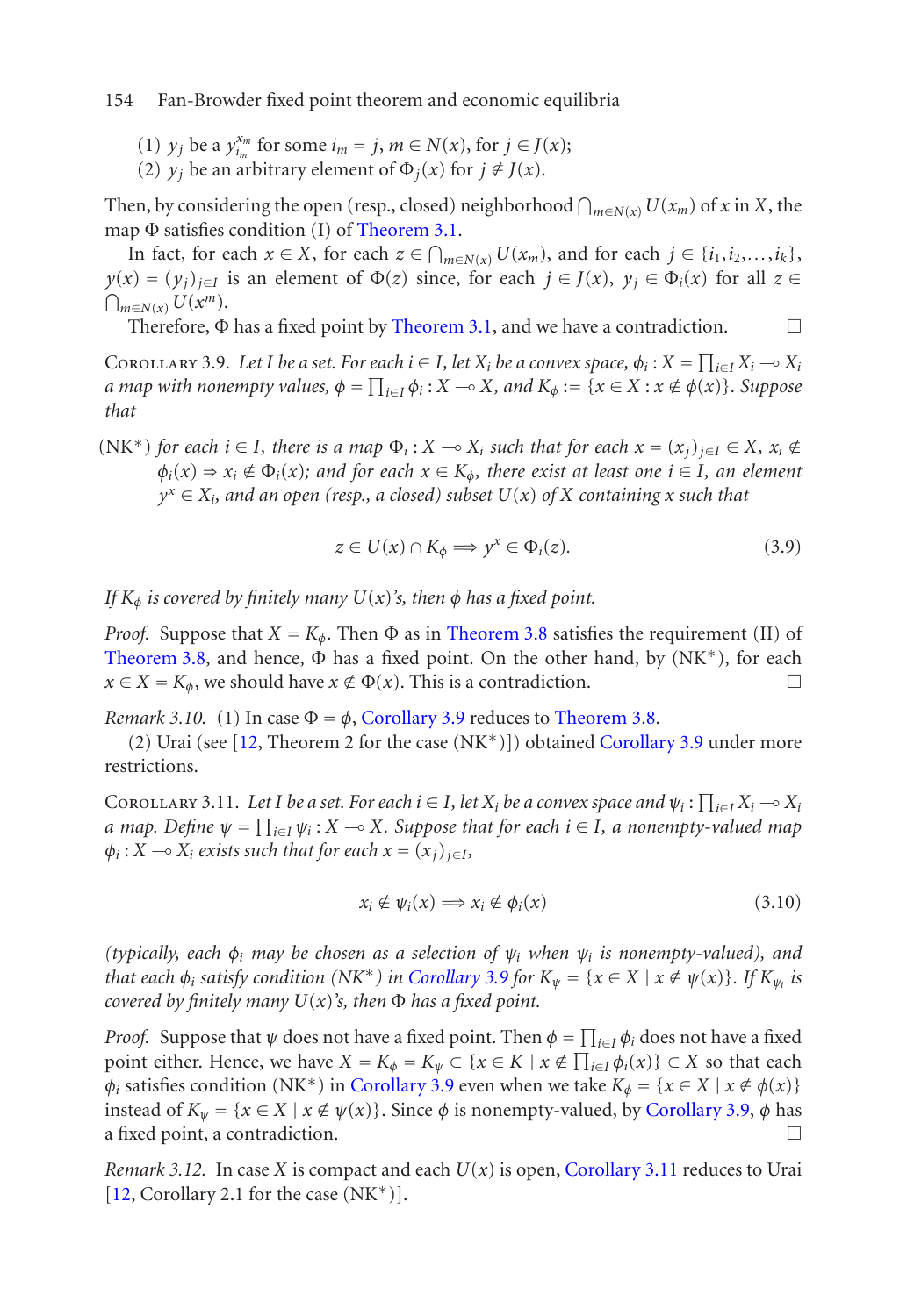(1) $y_j$ be a $y_{i_m}^{x_m}$ for some $i_m = j$, $m \in N(x)$, for $j \in J(x)$;
(2) $y_j$ be an arbitrary element of $\Phi_j(x)$ for $j \notin J(x)$.

Then, by considering the open (resp., closed) neighborhood $\bigcap_{m\in N(x)} U(x_m)$ of $x$ in $X$, the map $\Phi$ satisfies condition (I) of Theorem 3.1.

In fact, for each $x \in X$, for each $z \in \bigcap_{m\in N(x)} U(x_m)$, and for each $j \in \{i_1, i_2, \dots, i_k\}$, $y(x) = (y_j)_{j\in I}$ is an element of $\Phi(z)$ since, for each $j \in J(x)$, $y_j \in \Phi_i(x)$ for all $z \in \bigcap_{m\in N(x)} U(x^m)$.

Therefore, $\Phi$ has a fixed point by Theorem 3.1, and we have a contradiction. □

Corollary 3.9. *Let $I$ be a set. For each $i \in I$, let $X_i$ be a convex space, $\phi_i : X = \prod_{i\in I} X_i \multimap X_i$ a map with nonempty values, $\phi = \prod_{i\in I} \phi_i : X \multimap X$, and $K_\phi := \{x \in X : x \notin \phi(x)\}$. Suppose that*

(NK*) *for each $i \in I$, there is a map $\Phi_i : X \multimap X_i$ such that for each $x = (x_j)_{j\in I} \in X$, $x_i \notin \phi_i(x) \Rightarrow x_i \notin \Phi_i(x)$; and for each $x \in K_\phi$, there exist at least one $i \in I$, an element $y^x \in X_i$, and an open (resp., a closed) subset $U(x)$ of $X$ containing $x$ such that*

$$z \in U(x) \cap K_\phi \Longrightarrow y^x \in \Phi_i(z). \tag{3.9}$$

*If $K_\phi$ is covered by finitely many $U(x)$'s, then $\phi$ has a fixed point.*

*Proof.* Suppose that $X = K_\phi$. Then $\Phi$ as in Theorem 3.8 satisfies the requirement (II) of Theorem 3.8, and hence, $\Phi$ has a fixed point. On the other hand, by (NK*), for each $x \in X = K_\phi$, we should have $x \notin \Phi(x)$. This is a contradiction. □

*Remark 3.10.* (1) In case $\Phi = \phi$, Corollary 3.9 reduces to Theorem 3.8.

(2) Urai (see [12, Theorem 2 for the case (NK*)]) obtained Corollary 3.9 under more restrictions.

Corollary 3.11. *Let $I$ be a set. For each $i \in I$, let $X_i$ be a convex space and $\psi_i : \prod_{i\in I} X_i \multimap X_i$ a map. Define $\psi = \prod_{i\in I} \psi_i : X \multimap X$. Suppose that for each $i \in I$, a nonempty-valued map $\phi_i : X \multimap X_i$ exists such that for each $x = (x_j)_{j\in I}$,*

$$x_i \notin \psi_i(x) \Longrightarrow x_i \notin \phi_i(x) \tag{3.10}$$

*(typically, each $\phi_i$ may be chosen as a selection of $\psi_i$ when $\psi_i$ is nonempty-valued), and that each $\phi_i$ satisfy condition (NK*) in Corollary 3.9 for $K_\psi = \{x \in X \mid x \notin \psi(x)\}$. If $K_{\psi_i}$ is covered by finitely many $U(x)$'s, then $\Phi$ has a fixed point.*

*Proof.* Suppose that $\psi$ does not have a fixed point. Then $\phi = \prod_{i\in I} \phi_i$ does not have a fixed point either. Hence, we have $X = K_\phi = K_\psi \subset \{x \in K \mid x \notin \prod_{i\in I} \phi_i(x)\} \subset X$ so that each $\phi_i$ satisfies condition (NK*) in Corollary 3.9 even when we take $K_\phi = \{x \in X \mid x \notin \phi(x)\}$ instead of $K_\psi = \{x \in X \mid x \notin \psi(x)\}$. Since $\phi$ is nonempty-valued, by Corollary 3.9, $\phi$ has a fixed point, a contradiction. □

*Remark 3.12.* In case $X$ is compact and each $U(x)$ is open, Corollary 3.11 reduces to Urai [12, Corollary 2.1 for the case (NK*)].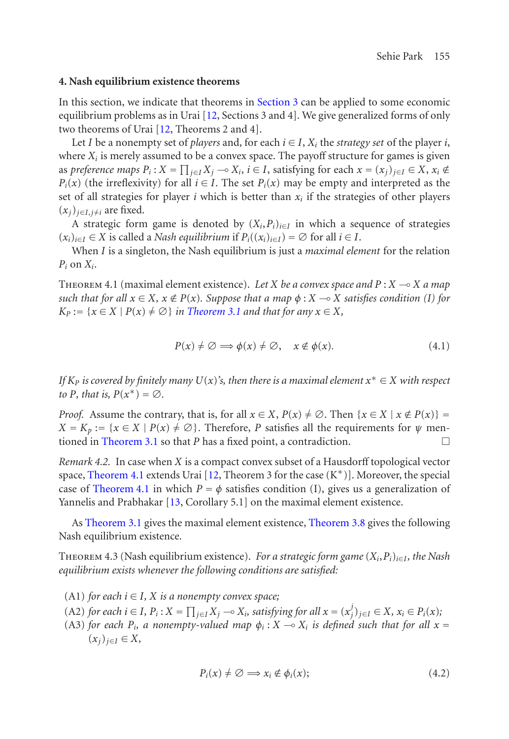## 4. Nash equilibrium existence theorems

In this section, we indicate that theorems in Section 3 can be applied to some economic equilibrium problems as in Urai [12, Sections 3 and 4]. We give generalized forms of only two theorems of Urai [12, Theorems 2 and 4].

Let $I$ be a nonempty set of *players* and, for each $i \in I$, $X_i$ the *strategy set* of the player $i$, where $X_i$ is merely assumed to be a convex space. The payoff structure for games is given as *preference maps* $P_i : X = \prod_{j\in I} X_j \multimap X_i$, $i \in I$, satisfying for each $x = (x_j)_{j\in I} \in X$, $x_i \notin P_i(x)$ (the irreflexivity) for all $i \in I$. The set $P_i(x)$ may be empty and interpreted as the set of all strategies for player $i$ which is better than $x_i$ if the strategies of other players $(x_j)_{j\in I, j\neq i}$ are fixed.

A strategic form game is denoted by $(X_i, P_i)_{i\in I}$ in which a sequence of strategies $(x_i)_{i\in I} \in X$ is called a *Nash equilibrium* if $P_i((x_i)_{i\in I}) = \varnothing$ for all $i \in I$.

When $I$ is a singleton, the Nash equilibrium is just a *maximal element* for the relation $P_i$ on $X_i$.

Theorem 4.1 (maximal element existence). *Let $X$ be a convex space and $P : X \multimap X$ a map such that for all $x \in X$, $x \notin P(x)$. Suppose that a map $\phi : X \multimap X$ satisfies condition (I) for $K_P := \{x \in X \mid P(x) \neq \varnothing\}$ in Theorem 3.1 and that for any $x \in X$,*

$$P(x) \neq \varnothing \Longrightarrow \phi(x) \neq \varnothing, \quad x \notin \phi(x). \tag{4.1}$$

*If $K_P$ is covered by finitely many $U(x)$'s, then there is a maximal element $x^* \in X$ with respect to $P$, that is, $P(x^*) = \varnothing$.*

*Proof.* Assume the contrary, that is, for all $x \in X$, $P(x) \neq \varnothing$. Then $\{x \in X \mid x \notin P(x)\} = X = K_p := \{x \in X \mid P(x) \neq \varnothing\}$. Therefore, $P$ satisfies all the requirements for $\psi$ mentioned in Theorem 3.1 so that $P$ has a fixed point, a contradiction. □

*Remark 4.2.* In case when $X$ is a compact convex subset of a Hausdorff topological vector space, Theorem 4.1 extends Urai [12, Theorem 3 for the case (K*)]. Moreover, the special case of Theorem 4.1 in which $P = \phi$ satisfies condition (I), gives us a generalization of Yannelis and Prabhakar [13, Corollary 5.1] on the maximal element existence.

As Theorem 3.1 gives the maximal element existence, Theorem 3.8 gives the following Nash equilibrium existence.

Theorem 4.3 (Nash equilibrium existence). *For a strategic form game $(X_i, P_i)_{i\in I}$, the Nash equilibrium exists whenever the following conditions are satisfied:*

(A1) *for each $i \in I$, $X$ is a nonempty convex space;*
(A2) *for each $i \in I$, $P_i : X = \prod_{j\in I} X_j \multimap X_i$, satisfying for all $x = (x_j^j)_{j\in I} \in X$, $x_i \in P_i(x)$;*
(A3) *for each $P_i$, a nonempty-valued map $\phi_i : X \multimap X_i$ is defined such that for all $x = (x_j)_{j\in I} \in X$,*

$$P_i(x) \neq \varnothing \Longrightarrow x_i \notin \phi_i(x); \tag{4.2}$$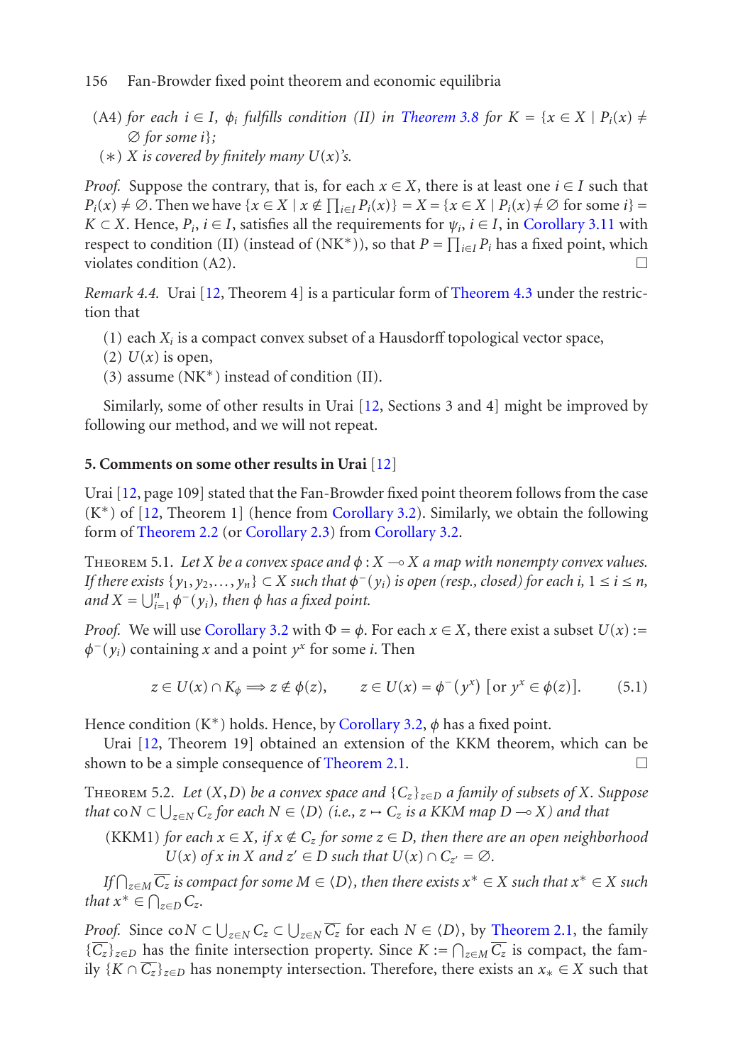(A4) *for each* $i \in I$, $\phi_i$ *fulfills condition (II) in* Theorem 3.8 *for* $K = \{x \in X \mid P_i(x) \neq \emptyset$ *for some* $i\}$;

($*$) $X$ *is covered by finitely many* $U(x)$*'s.*

*Proof.* Suppose the contrary, that is, for each $x \in X$, there is at least one $i \in I$ such that $P_i(x) \neq \emptyset$. Then we have $\{x \in X \mid x \notin \prod_{i \in I} P_i(x)\} = X = \{x \in X \mid P_i(x) \neq \emptyset$ for some $i\} = K \subset X$. Hence, $P_i$, $i \in I$, satisfies all the requirements for $\psi_i$, $i \in I$, in Corollary 3.11 with respect to condition (II) (instead of (NK$^*$)), so that $P = \prod_{i \in I} P_i$ has a fixed point, which violates condition (A2). □

*Remark 4.4.* Urai [12, Theorem 4] is a particular form of Theorem 4.3 under the restriction that

(1) each $X_i$ is a compact convex subset of a Hausdorff topological vector space,
(2) $U(x)$ is open,
(3) assume (NK$^*$) instead of condition (II).

Similarly, some of other results in Urai [12, Sections 3 and 4] might be improved by following our method, and we will not repeat.

## 5. Comments on some other results in Urai [12]

Urai [12, page 109] stated that the Fan-Browder fixed point theorem follows from the case (K$^*$) of [12, Theorem 1] (hence from Corollary 3.2). Similarly, we obtain the following form of Theorem 2.2 (or Corollary 2.3) from Corollary 3.2.

Theorem 5.1. *Let $X$ be a convex space and $\phi : X \multimap X$ a map with nonempty convex values. If there exists $\{y_1, y_2, \ldots, y_n\} \subset X$ such that $\phi^-(y_i)$ is open (resp., closed) for each $i$, $1 \leq i \leq n$, and $X = \bigcup_{i=1}^n \phi^-(y_i)$, then $\phi$ has a fixed point.*

*Proof.* We will use Corollary 3.2 with $\Phi = \phi$. For each $x \in X$, there exist a subset $U(x) := \phi^-(y_i)$ containing $x$ and a point $y^x$ for some $i$. Then

$$z \in U(x) \cap K_\phi \Longrightarrow z \notin \phi(z), \qquad z \in U(x) = \phi^-(y^x) \;[\text{or } y^x \in \phi(z)]. \tag{5.1}$$

Hence condition (K$^*$) holds. Hence, by Corollary 3.2, $\phi$ has a fixed point.

Urai [12, Theorem 19] obtained an extension of the KKM theorem, which can be shown to be a simple consequence of Theorem 2.1. □

Theorem 5.2. *Let $(X, D)$ be a convex space and $\{C_z\}_{z \in D}$ a family of subsets of $X$. Suppose that $\operatorname{co} N \subset \bigcup_{z \in N} C_z$ for each $N \in \langle D \rangle$ (i.e., $z \mapsto C_z$ is a KKM map $D \multimap X$) and that*

(KKM1) *for each $x \in X$, if $x \notin C_z$ for some $z \in D$, then there are an open neighborhood $U(x)$ of $x$ in $X$ and $z' \in D$ such that $U(x) \cap C_{z'} = \emptyset$.*

*If $\bigcap_{z \in M} \overline{C_z}$ is compact for some $M \in \langle D \rangle$, then there exists $x^* \in X$ such that $x^* \in X$ such that $x^* \in \bigcap_{z \in D} C_z$.*

*Proof.* Since $\operatorname{co} N \subset \bigcup_{z \in N} C_z \subset \bigcup_{z \in N} \overline{C_z}$ for each $N \in \langle D \rangle$, by Theorem 2.1, the family $\{\overline{C_z}\}_{z \in D}$ has the finite intersection property. Since $K := \bigcap_{z \in M} \overline{C_z}$ is compact, the family $\{K \cap \overline{C_z}\}_{z \in D}$ has nonempty intersection. Therefore, there exists an $x_* \in X$ such that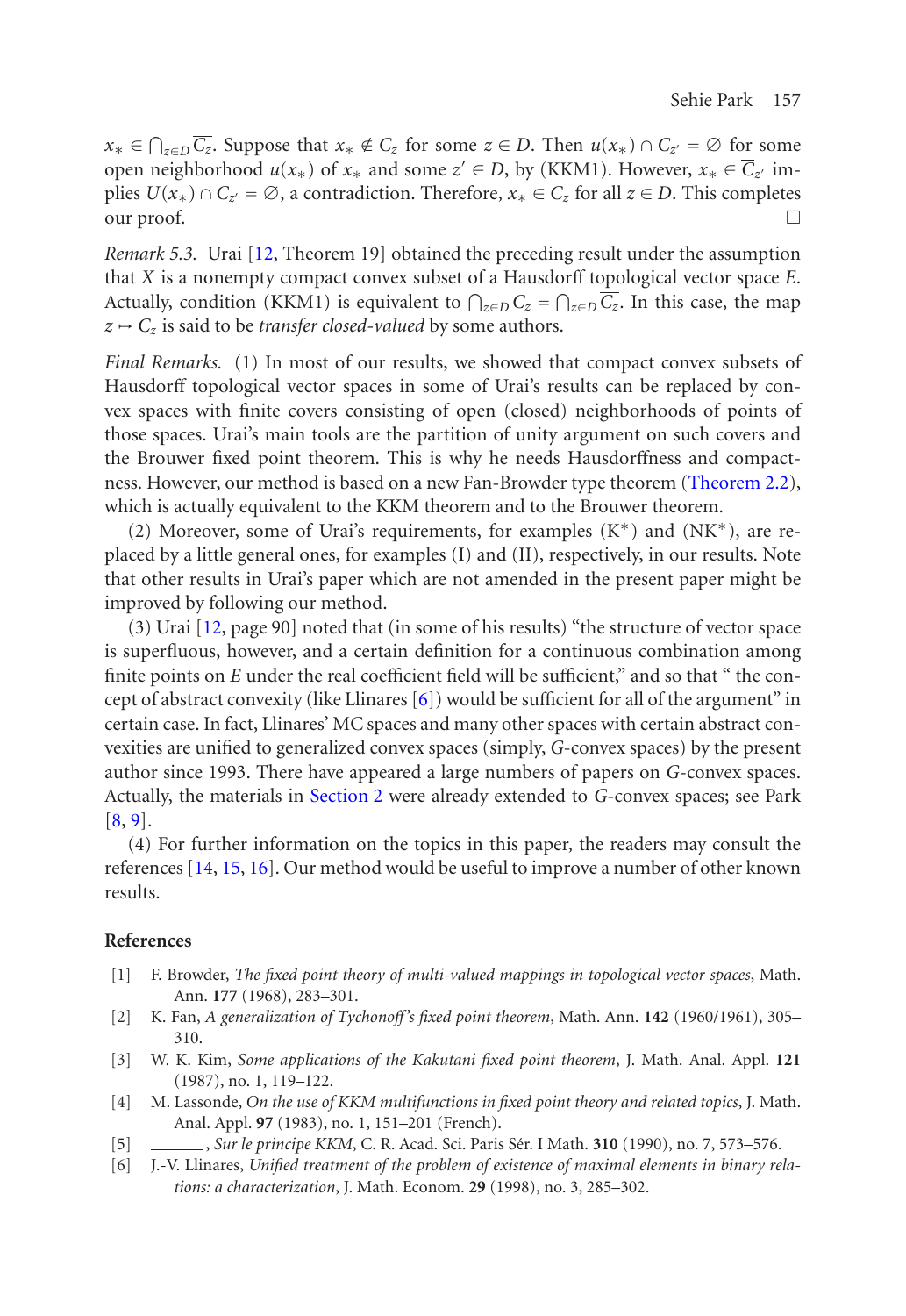$x_* \in \bigcap_{z \in D} \overline{C_z}$. Suppose that $x_* \notin C_z$ for some $z \in D$. Then $u(x_*) \cap C_{z'} = \emptyset$ for some open neighborhood $u(x_*)$ of $x_*$ and some $z' \in D$, by (KKM1). However, $x_* \in \overline{C}_{z'}$ implies $U(x_*) \cap C_{z'} = \emptyset$, a contradiction. Therefore, $x_* \in C_z$ for all $z \in D$. This completes our proof. □

*Remark 5.3.* Urai [12, Theorem 19] obtained the preceding result under the assumption that $X$ is a nonempty compact convex subset of a Hausdorff topological vector space $E$. Actually, condition (KKM1) is equivalent to $\bigcap_{z \in D} C_z = \bigcap_{z \in D} \overline{C_z}$. In this case, the map $z \multimap C_z$ is said to be *transfer closed-valued* by some authors.

*Final Remarks.* (1) In most of our results, we showed that compact convex subsets of Hausdorff topological vector spaces in some of Urai's results can be replaced by convex spaces with finite covers consisting of open (closed) neighborhoods of points of those spaces. Urai's main tools are the partition of unity argument on such covers and the Brouwer fixed point theorem. This is why he needs Hausdorffness and compactness. However, our method is based on a new Fan-Browder type theorem (Theorem 2.2), which is actually equivalent to the KKM theorem and to the Brouwer theorem.

(2) Moreover, some of Urai's requirements, for examples (K*) and (NK*), are replaced by a little general ones, for examples (I) and (II), respectively, in our results. Note that other results in Urai's paper which are not amended in the present paper might be improved by following our method.

(3) Urai [12, page 90] noted that (in some of his results) "the structure of vector space is superfluous, however, and a certain definition for a continuous combination among finite points on $E$ under the real coefficient field will be sufficient," and so that " the concept of abstract convexity (like Llinares [6]) would be sufficient for all of the argument" in certain case. In fact, Llinares' MC spaces and many other spaces with certain abstract convexities are unified to generalized convex spaces (simply, $G$-convex spaces) by the present author since 1993. There have appeared a large numbers of papers on $G$-convex spaces. Actually, the materials in Section 2 were already extended to $G$-convex spaces; see Park [8, 9].

(4) For further information on the topics in this paper, the readers may consult the references [14, 15, 16]. Our method would be useful to improve a number of other known results.

## References

[1] F. Browder, *The fixed point theory of multi-valued mappings in topological vector spaces*, Math. Ann. **177** (1968), 283–301.

[2] K. Fan, *A generalization of Tychonoff's fixed point theorem*, Math. Ann. **142** (1960/1961), 305–310.

[3] W. K. Kim, *Some applications of the Kakutani fixed point theorem*, J. Math. Anal. Appl. **121** (1987), no. 1, 119–122.

[4] M. Lassonde, *On the use of KKM multifunctions in fixed point theory and related topics*, J. Math. Anal. Appl. **97** (1983), no. 1, 151–201 (French).

[5] ______ , *Sur le principe KKM*, C. R. Acad. Sci. Paris Sér. I Math. **310** (1990), no. 7, 573–576.

[6] J.-V. Llinares, *Unified treatment of the problem of existence of maximal elements in binary relations: a characterization*, J. Math. Econom. **29** (1998), no. 3, 285–302.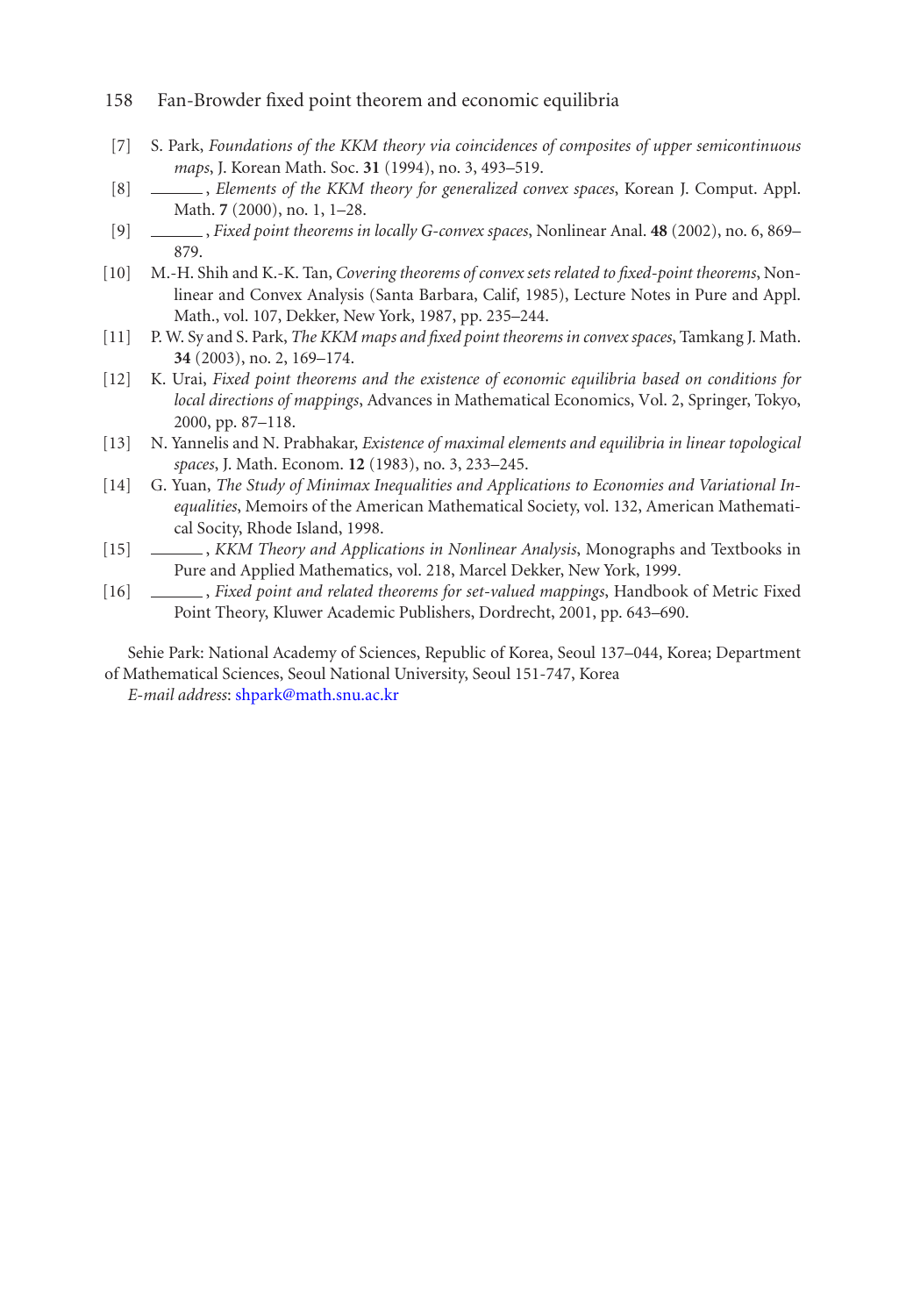[7] S. Park, *Foundations of the KKM theory via coincidences of composites of upper semicontinuous maps*, J. Korean Math. Soc. **31** (1994), no. 3, 493–519.

[8] ______, *Elements of the KKM theory for generalized convex spaces*, Korean J. Comput. Appl. Math. **7** (2000), no. 1, 1–28.

[9] ______, *Fixed point theorems in locally G-convex spaces*, Nonlinear Anal. **48** (2002), no. 6, 869–879.

[10] M.-H. Shih and K.-K. Tan, *Covering theorems of convex sets related to fixed-point theorems*, Nonlinear and Convex Analysis (Santa Barbara, Calif, 1985), Lecture Notes in Pure and Appl. Math., vol. 107, Dekker, New York, 1987, pp. 235–244.

[11] P. W. Sy and S. Park, *The KKM maps and fixed point theorems in convex spaces*, Tamkang J. Math. **34** (2003), no. 2, 169–174.

[12] K. Urai, *Fixed point theorems and the existence of economic equilibria based on conditions for local directions of mappings*, Advances in Mathematical Economics, Vol. 2, Springer, Tokyo, 2000, pp. 87–118.

[13] N. Yannelis and N. Prabhakar, *Existence of maximal elements and equilibria in linear topological spaces*, J. Math. Econom. **12** (1983), no. 3, 233–245.

[14] G. Yuan, *The Study of Minimax Inequalities and Applications to Economies and Variational Inequalities*, Memoirs of the American Mathematical Society, vol. 132, American Mathematical Socity, Rhode Island, 1998.

[15] ______, *KKM Theory and Applications in Nonlinear Analysis*, Monographs and Textbooks in Pure and Applied Mathematics, vol. 218, Marcel Dekker, New York, 1999.

[16] ______, *Fixed point and related theorems for set-valued mappings*, Handbook of Metric Fixed Point Theory, Kluwer Academic Publishers, Dordrecht, 2001, pp. 643–690.

Sehie Park: National Academy of Sciences, Republic of Korea, Seoul 137–044, Korea; Department of Mathematical Sciences, Seoul National University, Seoul 151-747, Korea

*E-mail address*: shpark@math.snu.ac.kr